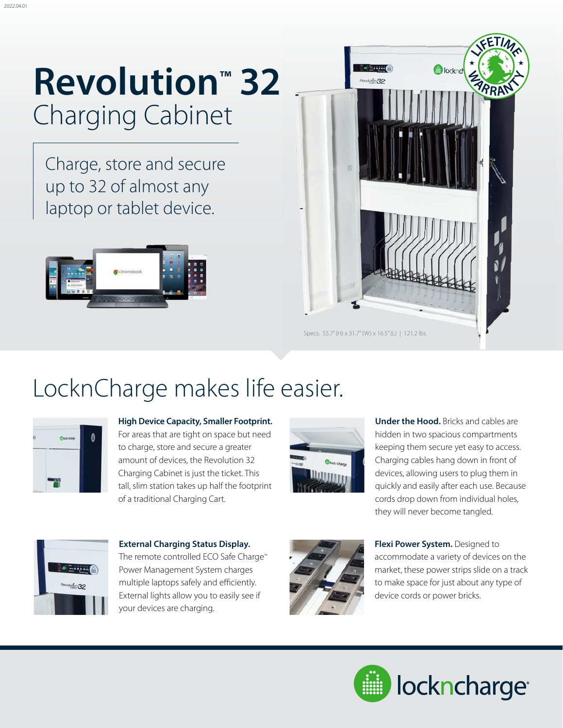# Revolution™ 32
## Charging Cabinet

Charge, store and secure up to 32 of almost any laptop or tablet device.

Specs: 55.7" (H) x 31.7" (W) x 16.5" (L) | 121.2 lbs

## LocknCharge makes life easier.

**High Device Capacity, Smaller Footprint.** For areas that are tight on space but need to charge, store and secure a greater amount of devices, the Revolution 32 Charging Cabinet is just the ticket. This tall, slim station takes up half the footprint of a traditional Charging Cart.

**Under the Hood.** Bricks and cables are hidden in two spacious compartments keeping them secure yet easy to access. Charging cables hang down in front of devices, allowing users to plug them in quickly and easily after each use. Because cords drop down from individual holes, they will never become tangled.

**External Charging Status Display.** The remote controlled ECO Safe Charge™ Power Management System charges multiple laptops safely and efficiently. External lights allow you to easily see if your devices are charging.

**Flexi Power System.** Designed to accommodate a variety of devices on the market, these power strips slide on a track to make space for just about any type of device cords or power bricks.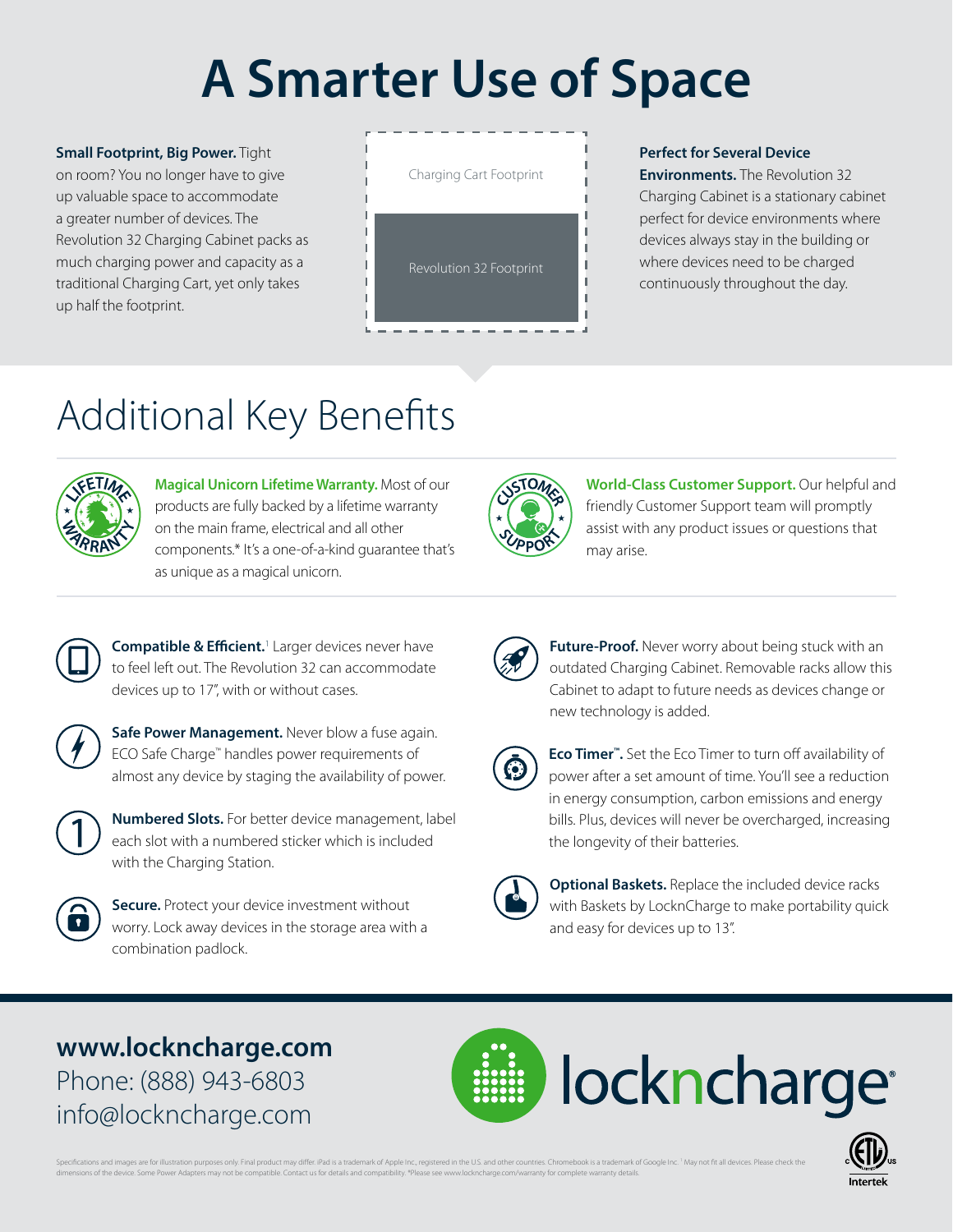# A Smarter Use of Space

**Small Footprint, Big Power.** Tight on room? You no longer have to give up valuable space to accommodate a greater number of devices. The Revolution 32 Charging Cabinet packs as much charging power and capacity as a traditional Charging Cart, yet only takes up half the footprint.

Charging Cart Footprint

Revolution 32 Footprint

**Perfect for Several Device Environments.** The Revolution 32 Charging Cabinet is a stationary cabinet perfect for device environments where devices always stay in the building or where devices need to be charged continuously throughout the day.

## Additional Key Benefits

**Magical Unicorn Lifetime Warranty.** Most of our products are fully backed by a lifetime warranty on the main frame, electrical and all other components.* It's a one-of-a-kind guarantee that's as unique as a magical unicorn.

**World-Class Customer Support.** Our helpful and friendly Customer Support team will promptly assist with any product issues or questions that may arise.

**Compatible & Efficient.**[1] Larger devices never have to feel left out. The Revolution 32 can accommodate devices up to 17", with or without cases.

**Safe Power Management.** Never blow a fuse again. ECO Safe Charge™ handles power requirements of almost any device by staging the availability of power.

**Numbered Slots.** For better device management, label each slot with a numbered sticker which is included with the Charging Station.

**Secure.** Protect your device investment without worry. Lock away devices in the storage area with a combination padlock.

**Future-Proof.** Never worry about being stuck with an outdated Charging Cabinet. Removable racks allow this Cabinet to adapt to future needs as devices change or new technology is added.

**Eco Timer™.** Set the Eco Timer to turn off availability of power after a set amount of time. You'll see a reduction in energy consumption, carbon emissions and energy bills. Plus, devices will never be overcharged, increasing the longevity of their batteries.

**Optional Baskets.** Replace the included device racks with Baskets by LocknCharge to make portability quick and easy for devices up to 13".

**www.lockncharge.com**
Phone: (888) 943-6803
info@lockncharge.com

lockncharge®

Specifications and images are for illustration purposes only. Final product may differ. iPad is a trademark of Apple Inc., registered in the U.S. and other countries. Chromebook is a trademark of Google Inc. [1] May not fit all devices. Please check the dimensions of the device. Some Power Adapters may not be compatible. Contact us for details and compatibility. *Please see www.lockncharge.com/warranty for complete warranty details.

Intertek